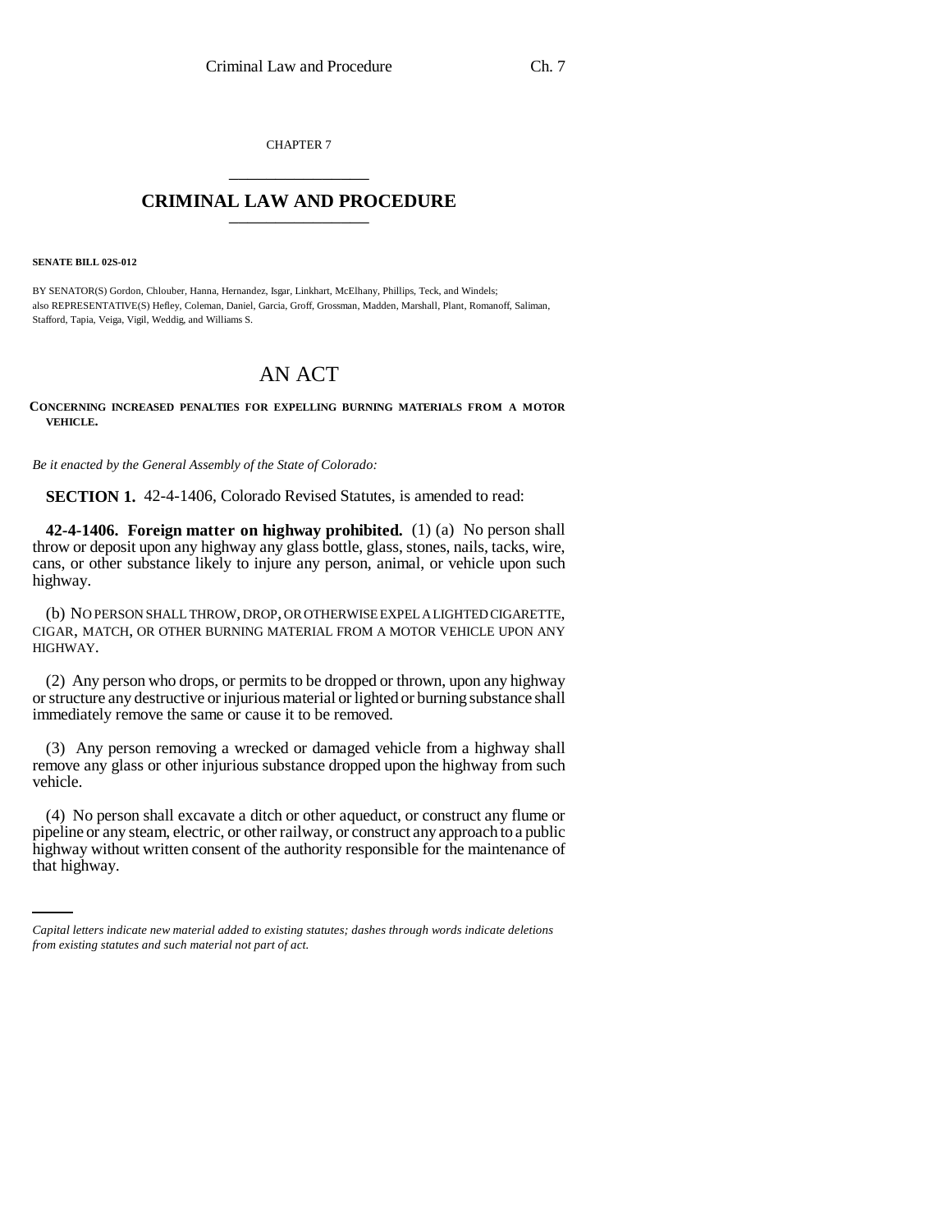CHAPTER 7

# CRIMINAL LAW AND PROCEDURE

**SENATE BILL 02S-012**

BY SENATOR(S) Gordon, Chlouber, Hanna, Hernandez, Isgar, Linkhart, McElhany, Phillips, Teck, and Windels;
also REPRESENTATIVE(S) Hefley, Coleman, Daniel, Garcia, Groff, Grossman, Madden, Marshall, Plant, Romanoff, Saliman, Stafford, Tapia, Veiga, Vigil, Weddig, and Williams S.

# AN ACT

**CONCERNING INCREASED PENALTIES FOR EXPELLING BURNING MATERIALS FROM A MOTOR VEHICLE.**

*Be it enacted by the General Assembly of the State of Colorado:*

**SECTION 1.** 42-4-1406, Colorado Revised Statutes, is amended to read:

**42-4-1406. Foreign matter on highway prohibited.** (1) (a) No person shall throw or deposit upon any highway any glass bottle, glass, stones, nails, tacks, wire, cans, or other substance likely to injure any person, animal, or vehicle upon such highway.

(b) NO PERSON SHALL THROW, DROP, OR OTHERWISE EXPEL A LIGHTED CIGARETTE, CIGAR, MATCH, OR OTHER BURNING MATERIAL FROM A MOTOR VEHICLE UPON ANY HIGHWAY.

(2) Any person who drops, or permits to be dropped or thrown, upon any highway or structure any destructive or injurious material or lighted or burning substance shall immediately remove the same or cause it to be removed.

(3) Any person removing a wrecked or damaged vehicle from a highway shall remove any glass or other injurious substance dropped upon the highway from such vehicle.

(4) No person shall excavate a ditch or other aqueduct, or construct any flume or pipeline or any steam, electric, or other railway, or construct any approach to a public highway without written consent of the authority responsible for the maintenance of that highway.

*Capital letters indicate new material added to existing statutes; dashes through words indicate deletions from existing statutes and such material not part of act.*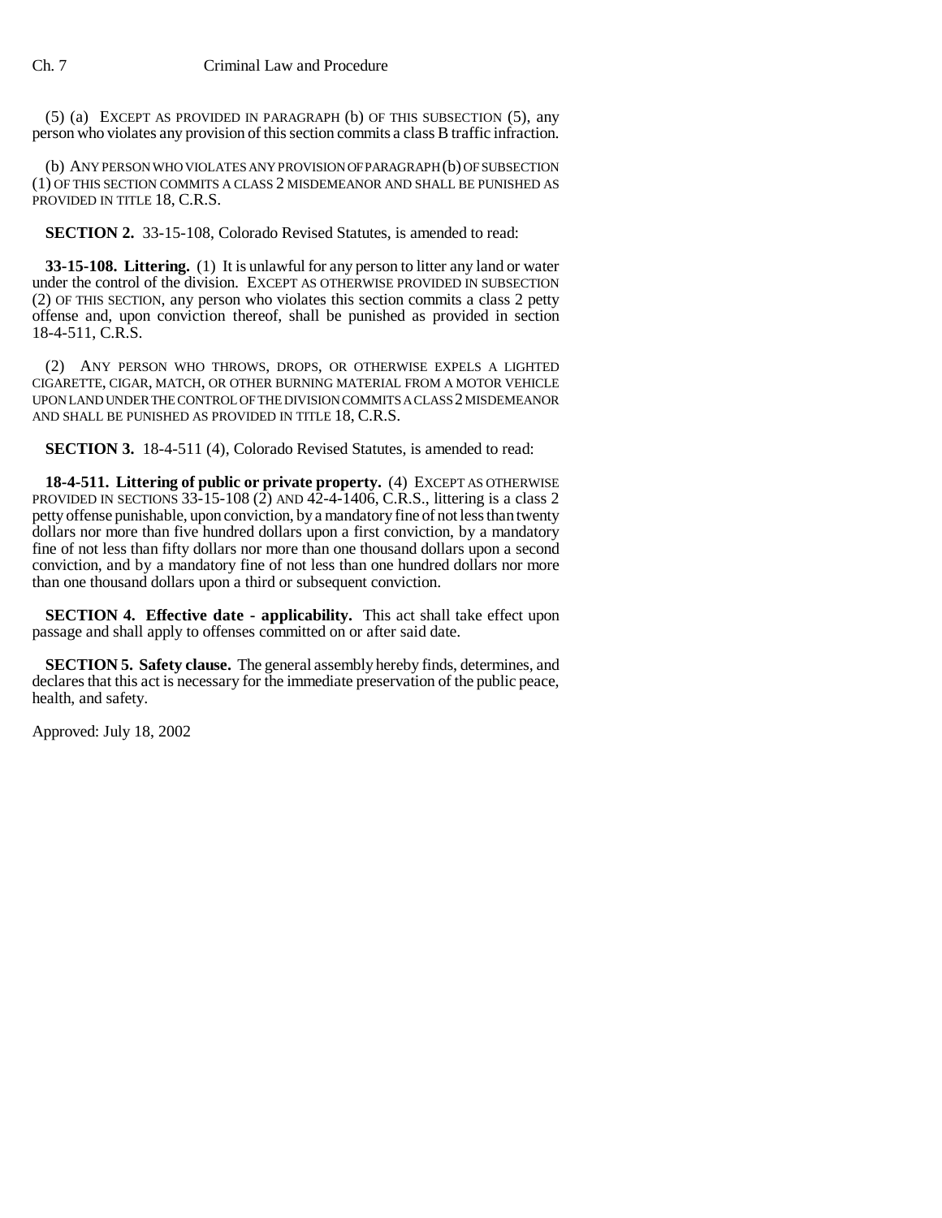(5) (a) EXCEPT AS PROVIDED IN PARAGRAPH (b) OF THIS SUBSECTION (5), any person who violates any provision of this section commits a class B traffic infraction.

(b) ANY PERSON WHO VIOLATES ANY PROVISION OF PARAGRAPH (b) OF SUBSECTION (1) OF THIS SECTION COMMITS A CLASS 2 MISDEMEANOR AND SHALL BE PUNISHED AS PROVIDED IN TITLE 18, C.R.S.

**SECTION 2.** 33-15-108, Colorado Revised Statutes, is amended to read:

**33-15-108. Littering.** (1) It is unlawful for any person to litter any land or water under the control of the division. EXCEPT AS OTHERWISE PROVIDED IN SUBSECTION (2) OF THIS SECTION, any person who violates this section commits a class 2 petty offense and, upon conviction thereof, shall be punished as provided in section 18-4-511, C.R.S.

(2) ANY PERSON WHO THROWS, DROPS, OR OTHERWISE EXPELS A LIGHTED CIGARETTE, CIGAR, MATCH, OR OTHER BURNING MATERIAL FROM A MOTOR VEHICLE UPON LAND UNDER THE CONTROL OF THE DIVISION COMMITS A CLASS 2 MISDEMEANOR AND SHALL BE PUNISHED AS PROVIDED IN TITLE 18, C.R.S.

**SECTION 3.** 18-4-511 (4), Colorado Revised Statutes, is amended to read:

**18-4-511. Littering of public or private property.** (4) EXCEPT AS OTHERWISE PROVIDED IN SECTIONS 33-15-108 (2) AND 42-4-1406, C.R.S., littering is a class 2 petty offense punishable, upon conviction, by a mandatory fine of not less than twenty dollars nor more than five hundred dollars upon a first conviction, by a mandatory fine of not less than fifty dollars nor more than one thousand dollars upon a second conviction, and by a mandatory fine of not less than one hundred dollars nor more than one thousand dollars upon a third or subsequent conviction.

**SECTION 4. Effective date - applicability.** This act shall take effect upon passage and shall apply to offenses committed on or after said date.

**SECTION 5. Safety clause.** The general assembly hereby finds, determines, and declares that this act is necessary for the immediate preservation of the public peace, health, and safety.

Approved: July 18, 2002